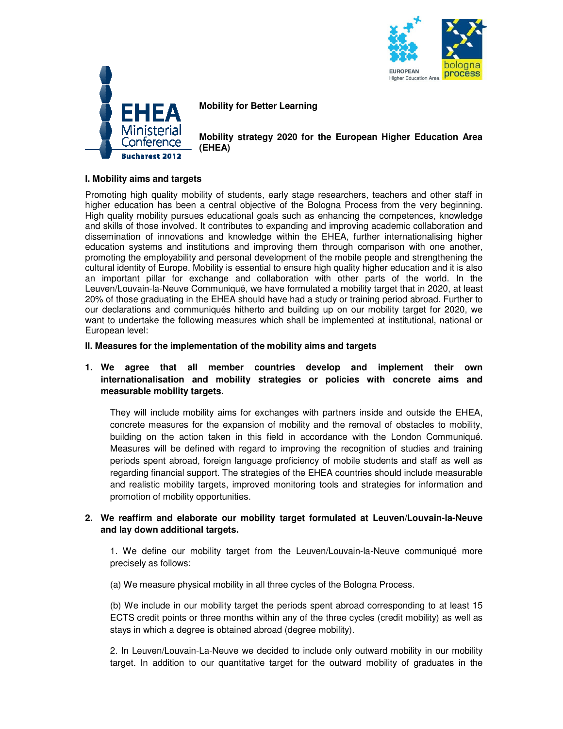EHEA Ministerial Conference Bucharest 2012

EUROPEAN Higher Education Area | bologna process

**Mobility for Better Learning**

**Mobility strategy 2020 for the European Higher Education Area (EHEA)**

## I. Mobility aims and targets

Promoting high quality mobility of students, early stage researchers, teachers and other staff in higher education has been a central objective of the Bologna Process from the very beginning. High quality mobility pursues educational goals such as enhancing the competences, knowledge and skills of those involved. It contributes to expanding and improving academic collaboration and dissemination of innovations and knowledge within the EHEA, further internationalising higher education systems and institutions and improving them through comparison with one another, promoting the employability and personal development of the mobile people and strengthening the cultural identity of Europe. Mobility is essential to ensure high quality higher education and it is also an important pillar for exchange and collaboration with other parts of the world. In the Leuven/Louvain-la-Neuve Communiqué, we have formulated a mobility target that in 2020, at least 20% of those graduating in the EHEA should have had a study or training period abroad. Further to our declarations and communiqués hitherto and building up on our mobility target for 2020, we want to undertake the following measures which shall be implemented at institutional, national or European level:

## II. Measures for the implementation of the mobility aims and targets

1. **We agree that all member countries develop and implement their own internationalisation and mobility strategies or policies with concrete aims and measurable mobility targets.**

   They will include mobility aims for exchanges with partners inside and outside the EHEA, concrete measures for the expansion of mobility and the removal of obstacles to mobility, building on the action taken in this field in accordance with the London Communiqué. Measures will be defined with regard to improving the recognition of studies and training periods spent abroad, foreign language proficiency of mobile students and staff as well as regarding financial support. The strategies of the EHEA countries should include measurable and realistic mobility targets, improved monitoring tools and strategies for information and promotion of mobility opportunities.

2. **We reaffirm and elaborate our mobility target formulated at Leuven/Louvain-la-Neuve and lay down additional targets.**

   1. We define our mobility target from the Leuven/Louvain-la-Neuve communiqué more precisely as follows:

   (a) We measure physical mobility in all three cycles of the Bologna Process.

   (b) We include in our mobility target the periods spent abroad corresponding to at least 15 ECTS credit points or three months within any of the three cycles (credit mobility) as well as stays in which a degree is obtained abroad (degree mobility).

   2. In Leuven/Louvain-La-Neuve we decided to include only outward mobility in our mobility target. In addition to our quantitative target for the outward mobility of graduates in the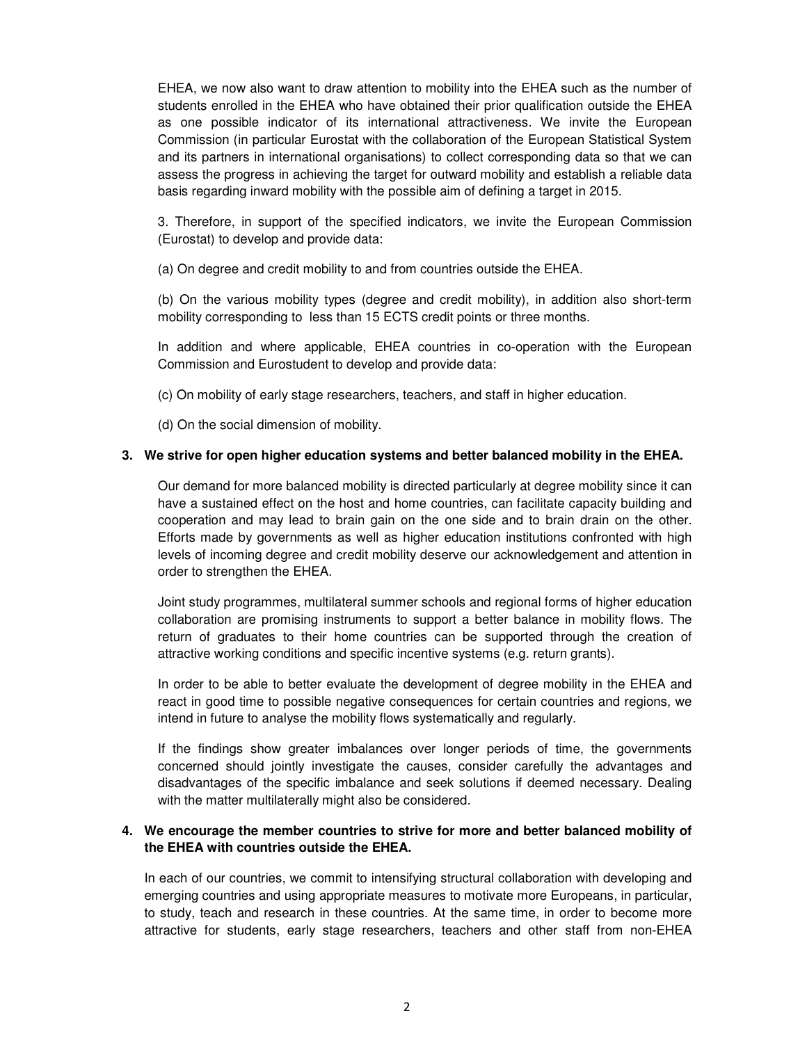EHEA, we now also want to draw attention to mobility into the EHEA such as the number of students enrolled in the EHEA who have obtained their prior qualification outside the EHEA as one possible indicator of its international attractiveness. We invite the European Commission (in particular Eurostat with the collaboration of the European Statistical System and its partners in international organisations) to collect corresponding data so that we can assess the progress in achieving the target for outward mobility and establish a reliable data basis regarding inward mobility with the possible aim of defining a target in 2015.

3. Therefore, in support of the specified indicators, we invite the European Commission (Eurostat) to develop and provide data:

(a) On degree and credit mobility to and from countries outside the EHEA.

(b) On the various mobility types (degree and credit mobility), in addition also short-term mobility corresponding to less than 15 ECTS credit points or three months.

In addition and where applicable, EHEA countries in co-operation with the European Commission and Eurostudent to develop and provide data:

(c) On mobility of early stage researchers, teachers, and staff in higher education.

(d) On the social dimension of mobility.

**3. We strive for open higher education systems and better balanced mobility in the EHEA.**

Our demand for more balanced mobility is directed particularly at degree mobility since it can have a sustained effect on the host and home countries, can facilitate capacity building and cooperation and may lead to brain gain on the one side and to brain drain on the other. Efforts made by governments as well as higher education institutions confronted with high levels of incoming degree and credit mobility deserve our acknowledgement and attention in order to strengthen the EHEA.

Joint study programmes, multilateral summer schools and regional forms of higher education collaboration are promising instruments to support a better balance in mobility flows. The return of graduates to their home countries can be supported through the creation of attractive working conditions and specific incentive systems (e.g. return grants).

In order to be able to better evaluate the development of degree mobility in the EHEA and react in good time to possible negative consequences for certain countries and regions, we intend in future to analyse the mobility flows systematically and regularly.

If the findings show greater imbalances over longer periods of time, the governments concerned should jointly investigate the causes, consider carefully the advantages and disadvantages of the specific imbalance and seek solutions if deemed necessary. Dealing with the matter multilaterally might also be considered.

**4. We encourage the member countries to strive for more and better balanced mobility of the EHEA with countries outside the EHEA.**

In each of our countries, we commit to intensifying structural collaboration with developing and emerging countries and using appropriate measures to motivate more Europeans, in particular, to study, teach and research in these countries. At the same time, in order to become more attractive for students, early stage researchers, teachers and other staff from non-EHEA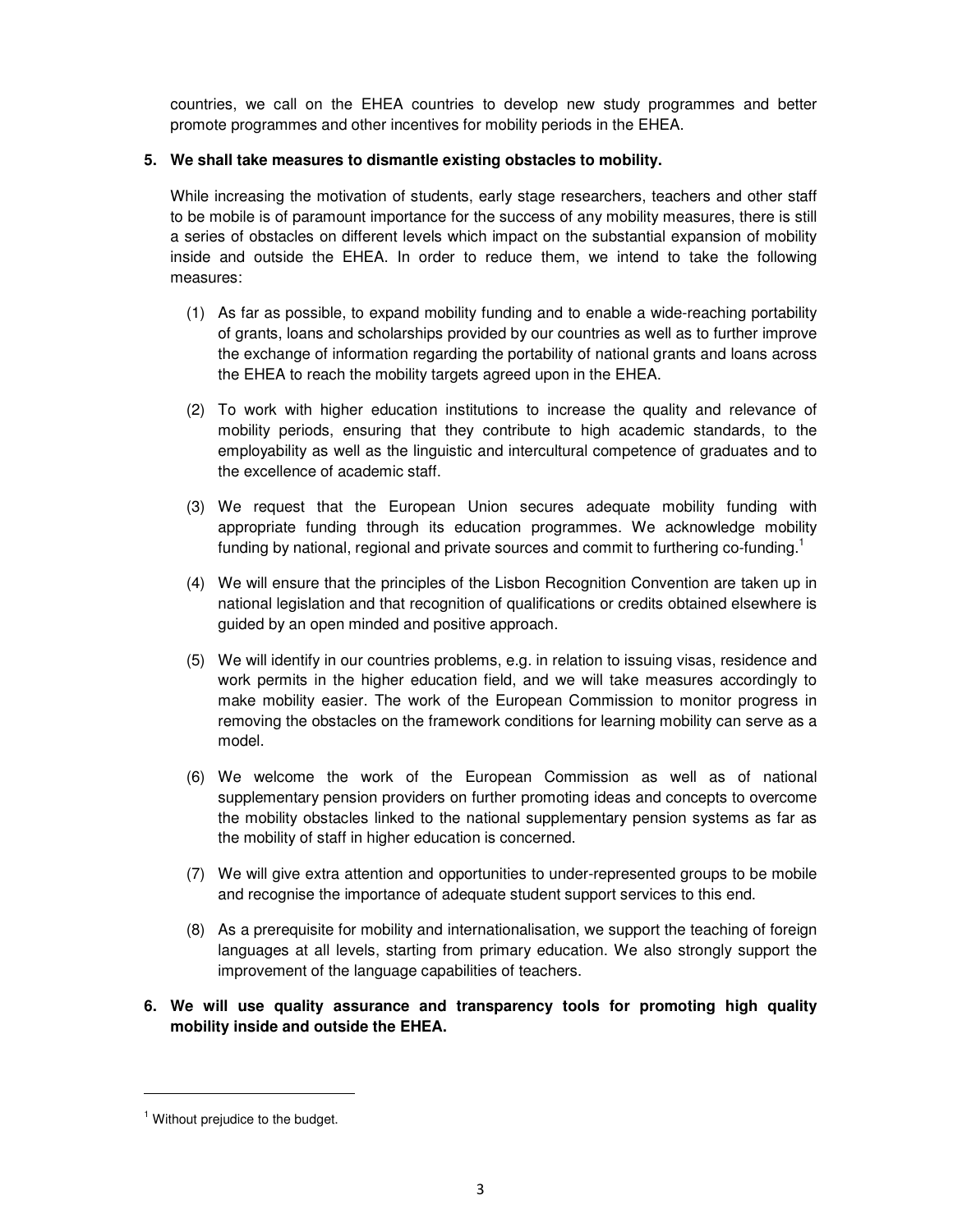countries, we call on the EHEA countries to develop new study programmes and better promote programmes and other incentives for mobility periods in the EHEA.

**5. We shall take measures to dismantle existing obstacles to mobility.**

While increasing the motivation of students, early stage researchers, teachers and other staff to be mobile is of paramount importance for the success of any mobility measures, there is still a series of obstacles on different levels which impact on the substantial expansion of mobility inside and outside the EHEA. In order to reduce them, we intend to take the following measures:

(1) As far as possible, to expand mobility funding and to enable a wide-reaching portability of grants, loans and scholarships provided by our countries as well as to further improve the exchange of information regarding the portability of national grants and loans across the EHEA to reach the mobility targets agreed upon in the EHEA.

(2) To work with higher education institutions to increase the quality and relevance of mobility periods, ensuring that they contribute to high academic standards, to the employability as well as the linguistic and intercultural competence of graduates and to the excellence of academic staff.

(3) We request that the European Union secures adequate mobility funding with appropriate funding through its education programmes. We acknowledge mobility funding by national, regional and private sources and commit to furthering co-funding.[1]

(4) We will ensure that the principles of the Lisbon Recognition Convention are taken up in national legislation and that recognition of qualifications or credits obtained elsewhere is guided by an open minded and positive approach.

(5) We will identify in our countries problems, e.g. in relation to issuing visas, residence and work permits in the higher education field, and we will take measures accordingly to make mobility easier. The work of the European Commission to monitor progress in removing the obstacles on the framework conditions for learning mobility can serve as a model.

(6) We welcome the work of the European Commission as well as of national supplementary pension providers on further promoting ideas and concepts to overcome the mobility obstacles linked to the national supplementary pension systems as far as the mobility of staff in higher education is concerned.

(7) We will give extra attention and opportunities to under-represented groups to be mobile and recognise the importance of adequate student support services to this end.

(8) As a prerequisite for mobility and internationalisation, we support the teaching of foreign languages at all levels, starting from primary education. We also strongly support the improvement of the language capabilities of teachers.

**6. We will use quality assurance and transparency tools for promoting high quality mobility inside and outside the EHEA.**

---

[1] Without prejudice to the budget.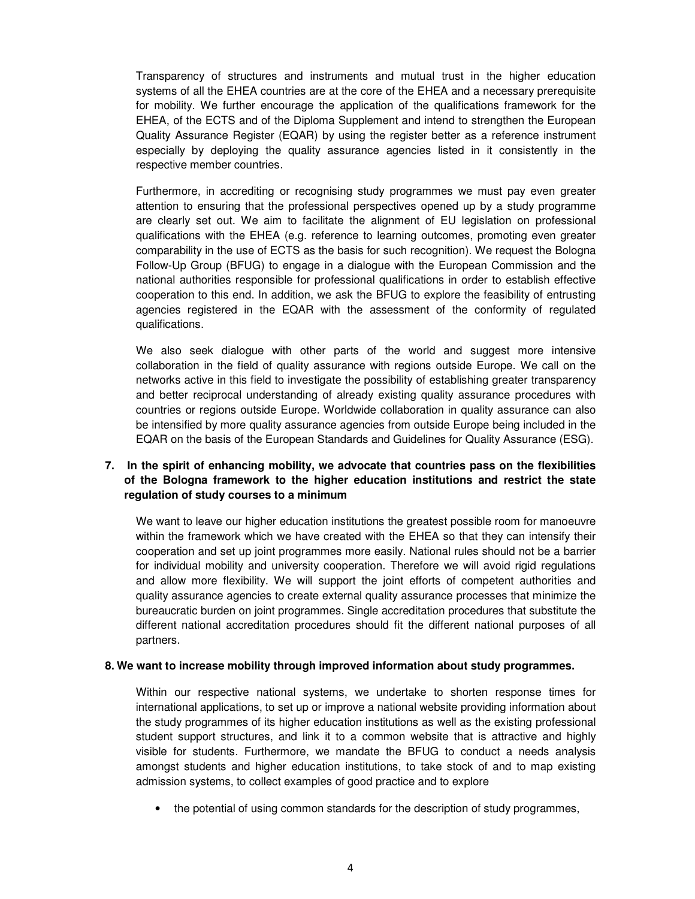Transparency of structures and instruments and mutual trust in the higher education systems of all the EHEA countries are at the core of the EHEA and a necessary prerequisite for mobility. We further encourage the application of the qualifications framework for the EHEA, of the ECTS and of the Diploma Supplement and intend to strengthen the European Quality Assurance Register (EQAR) by using the register better as a reference instrument especially by deploying the quality assurance agencies listed in it consistently in the respective member countries.

Furthermore, in accrediting or recognising study programmes we must pay even greater attention to ensuring that the professional perspectives opened up by a study programme are clearly set out. We aim to facilitate the alignment of EU legislation on professional qualifications with the EHEA (e.g. reference to learning outcomes, promoting even greater comparability in the use of ECTS as the basis for such recognition). We request the Bologna Follow-Up Group (BFUG) to engage in a dialogue with the European Commission and the national authorities responsible for professional qualifications in order to establish effective cooperation to this end. In addition, we ask the BFUG to explore the feasibility of entrusting agencies registered in the EQAR with the assessment of the conformity of regulated qualifications.

We also seek dialogue with other parts of the world and suggest more intensive collaboration in the field of quality assurance with regions outside Europe. We call on the networks active in this field to investigate the possibility of establishing greater transparency and better reciprocal understanding of already existing quality assurance procedures with countries or regions outside Europe. Worldwide collaboration in quality assurance can also be intensified by more quality assurance agencies from outside Europe being included in the EQAR on the basis of the European Standards and Guidelines for Quality Assurance (ESG).

**7. In the spirit of enhancing mobility, we advocate that countries pass on the flexibilities of the Bologna framework to the higher education institutions and restrict the state regulation of study courses to a minimum**

We want to leave our higher education institutions the greatest possible room for manoeuvre within the framework which we have created with the EHEA so that they can intensify their cooperation and set up joint programmes more easily. National rules should not be a barrier for individual mobility and university cooperation. Therefore we will avoid rigid regulations and allow more flexibility. We will support the joint efforts of competent authorities and quality assurance agencies to create external quality assurance processes that minimize the bureaucratic burden on joint programmes. Single accreditation procedures that substitute the different national accreditation procedures should fit the different national purposes of all partners.

**8. We want to increase mobility through improved information about study programmes.**

Within our respective national systems, we undertake to shorten response times for international applications, to set up or improve a national website providing information about the study programmes of its higher education institutions as well as the existing professional student support structures, and link it to a common website that is attractive and highly visible for students. Furthermore, we mandate the BFUG to conduct a needs analysis amongst students and higher education institutions, to take stock of and to map existing admission systems, to collect examples of good practice and to explore

- the potential of using common standards for the description of study programmes,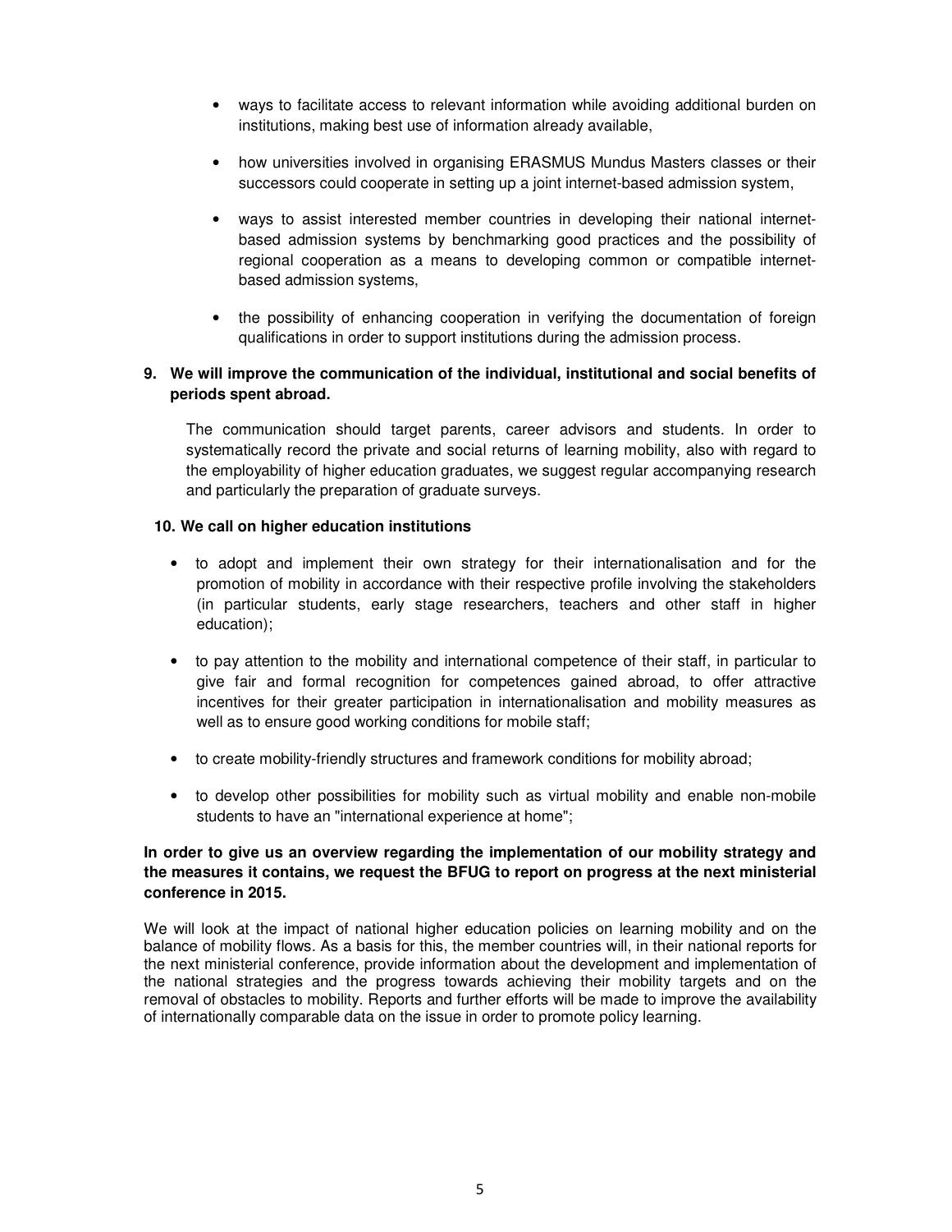- ways to facilitate access to relevant information while avoiding additional burden on institutions, making best use of information already available,

- how universities involved in organising ERASMUS Mundus Masters classes or their successors could cooperate in setting up a joint internet-based admission system,

- ways to assist interested member countries in developing their national internet-based admission systems by benchmarking good practices and the possibility of regional cooperation as a means to developing common or compatible internet-based admission systems,

- the possibility of enhancing cooperation in verifying the documentation of foreign qualifications in order to support institutions during the admission process.

9. **We will improve the communication of the individual, institutional and social benefits of periods spent abroad.**

   The communication should target parents, career advisors and students. In order to systematically record the private and social returns of learning mobility, also with regard to the employability of higher education graduates, we suggest regular accompanying research and particularly the preparation of graduate surveys.

10. **We call on higher education institutions**

   - to adopt and implement their own strategy for their internationalisation and for the promotion of mobility in accordance with their respective profile involving the stakeholders (in particular students, early stage researchers, teachers and other staff in higher education);

   - to pay attention to the mobility and international competence of their staff, in particular to give fair and formal recognition for competences gained abroad, to offer attractive incentives for their greater participation in internationalisation and mobility measures as well as to ensure good working conditions for mobile staff;

   - to create mobility-friendly structures and framework conditions for mobility abroad;

   - to develop other possibilities for mobility such as virtual mobility and enable non-mobile students to have an "international experience at home";

**In order to give us an overview regarding the implementation of our mobility strategy and the measures it contains, we request the BFUG to report on progress at the next ministerial conference in 2015.**

We will look at the impact of national higher education policies on learning mobility and on the balance of mobility flows. As a basis for this, the member countries will, in their national reports for the next ministerial conference, provide information about the development and implementation of the national strategies and the progress towards achieving their mobility targets and on the removal of obstacles to mobility. Reports and further efforts will be made to improve the availability of internationally comparable data on the issue in order to promote policy learning.